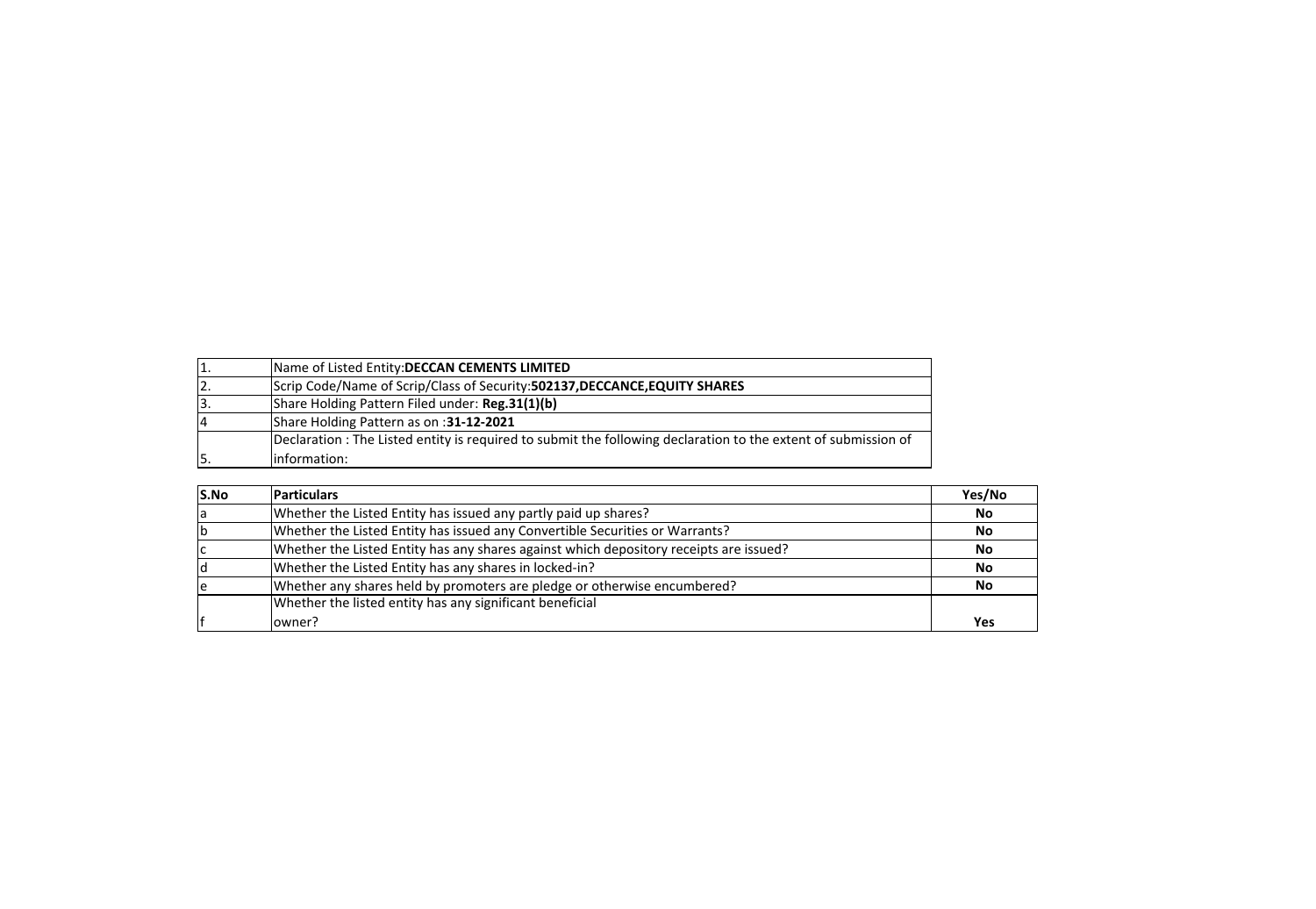| | |
|---|---|
| 1. | Name of Listed Entity:**DECCAN CEMENTS LIMITED** |
| 2. | Scrip Code/Name of Scrip/Class of Security:**502137,DECCANCE,EQUITY SHARES** |
| 3. | Share Holding Pattern Filed under: **Reg.31(1)(b)** |
| 4 | Share Holding Pattern as on :**31-12-2021** |
| 5. | Declaration : The Listed entity is required to submit the following declaration to the extent of submission of information: |

| S.No | Particulars | Yes/No |
|---|---|---|
| a | Whether the Listed Entity has issued any partly paid up shares? | **No** |
| b | Whether the Listed Entity has issued any Convertible Securities or Warrants? | **No** |
| c | Whether the Listed Entity has any shares against which depository receipts are issued? | **No** |
| d | Whether the Listed Entity has any shares in locked-in? | **No** |
| e | Whether any shares held by promoters are pledge or otherwise encumbered? | **No** |
| f | Whether the listed entity has any significant beneficial owner? | **Yes** |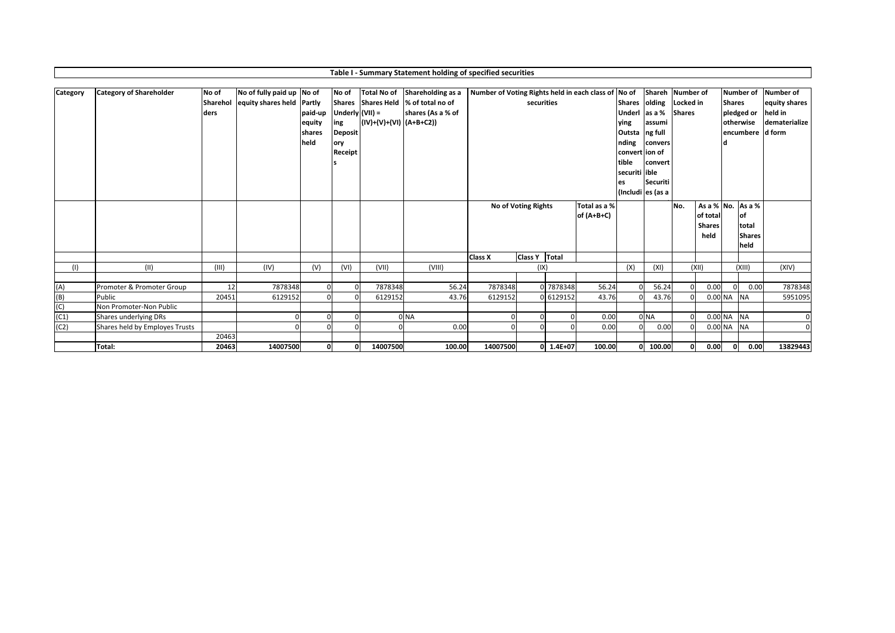## Table I - Summary Statement holding of specified securities

| Category | Category of Shareholder | No of Shareholders | No of fully paid up equity shares held | No of Partly paid-up equity shares held | No of Shares Underlying Depository Receipts | Total No of Shares Held (VII) = (IV)+(V)+(VI) | Shareholding as a % of total no of shares (As a % of (A+B+C2)) | Number of Voting Rights held in each class of securities | | | | No of Shares Underlying Outstanding convertible securities (Including | Shareholding as a % assuming full conversion of convertible Securities (as a | Number of Locked in Shares | | Number of Shares pledged or otherwise encumbered | | Number of equity shares held in dematerialized form |
|---|---|---|---|---|---|---|---|---|---|---|---|---|---|---|---|---|---|---|
| | | | | | | | | No of Voting Rights | | | Total as a % of (A+B+C) | | | No. | As a % of total Shares held | No. | As a % of total Shares held | |
| | | | | | | | | Class X | Class Y | Total | | | | | | | | |
| (I) | (II) | (III) | (IV) | (V) | (VI) | (VII) | (VIII) | (IX) | | | | (X) | (XI) | (XII) | | (XIII) | | (XIV) |
| (A) | Promoter & Promoter Group | 12 | 7878348 | 0 | 0 | 7878348 | 56.24 | 7878348 | 0 | 7878348 | 56.24 | 0 | 56.24 | 0 | 0.00 | 0 | 0.00 | 7878348 |
| (B) | Public | 20451 | 6129152 | 0 | 0 | 6129152 | 43.76 | 6129152 | 0 | 6129152 | 43.76 | 0 | 43.76 | 0 | 0.00 | NA | NA | 5951095 |
| (C) | Non Promoter-Non Public | | | | | | | | | | | | | | | | | |
| (C1) | Shares underlying DRs | | 0 | 0 | 0 | 0 | NA | 0 | 0 | 0 | 0.00 | 0 | NA | 0 | 0.00 | NA | NA | 0 |
| (C2) | Shares held by Employes Trusts | | 0 | 0 | 0 | 0 | 0.00 | 0 | 0 | 0 | 0.00 | 0 | 0.00 | 0 | 0.00 | NA | NA | 0 |
| | | 20463 | | | | | | | | | | | | | | | | |
| | **Total:** | **20463** | **14007500** | **0** | **0** | **14007500** | **100.00** | **14007500** | **0** | **1.4E+07** | **100.00** | **0** | **100.00** | **0** | **0.00** | **0** | **0.00** | **13829443** |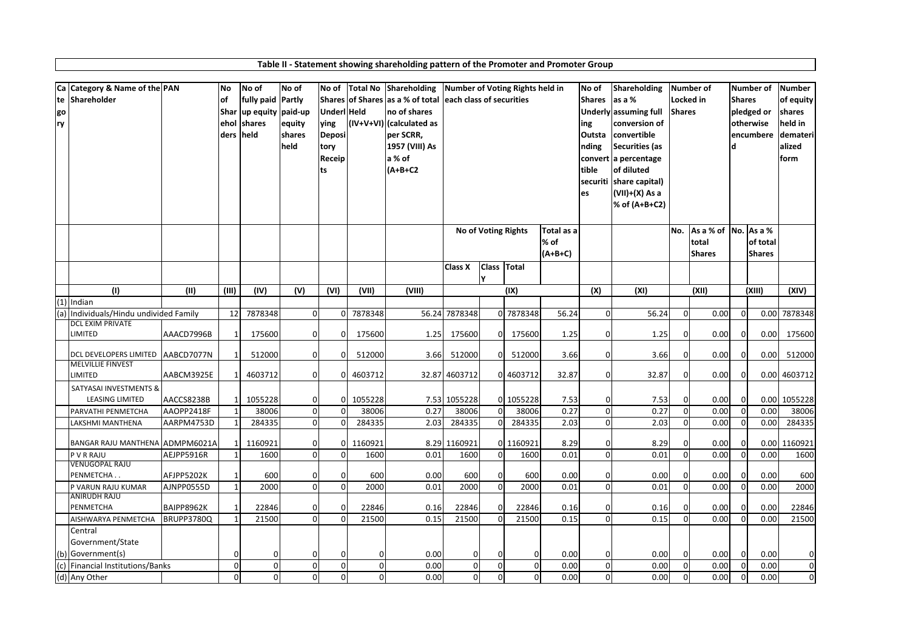# Table II - Statement showing shareholding pattern of the Promoter and Promoter Group

| Category | Category & Name of the Shareholder | PAN | No of Shareholders | No of fully paid up equity shares held | No of Partly paid-up equity shares held | No of Shares Underlying Depository Receipts | Total No of Shares Held (IV+V+VI) | Shareholding as a % of total no of shares (calculated as per SCRR, 1957 (VIII) As a % of (A+B+C2 | Number of Voting Rights held in each class of securities | | | | No of Shares Underlying Outstanding converttible securities | Shareholding as a % assuming full conversion of convertible Securities (as a percentage of diluted share capital) (VII)+(X) As a % of (A+B+C2) | Number of Locked in Shares | | Number of Shares pledged or otherwise encumbered | | Number of equity shares held in dematerialized form |
|---|---|---|---|---|---|---|---|---|---|---|---|---|---|---|---|---|---|---|---|
| | | | | | | | | | No of Voting Rights | | | Total as a % of (A+B+C) | | | No. | As a % of total Shares | No. | As a % of total Shares | |
| | | | | | | | | | Class X | Class Y | Total | | | | | | | | |
| | (I) | (II) | (III) | (IV) | (V) | (VI) | (VII) | (VIII) | | | (IX) | | (X) | (XI) | | (XII) | | (XIII) | (XIV) |
| (1) | Indian | | | | | | | | | | | | | | | | | | |
| (a) | Individuals/Hindu undivided Family | | 12 | 7878348 | 0 | 0 | 7878348 | 56.24 | 7878348 | 0 | 7878348 | 56.24 | 0 | 56.24 | 0 | 0.00 | 0 | 0.00 | 7878348 |
| | DCL EXIM PRIVATE LIMITED | AAACD7996B | 1 | 175600 | 0 | 0 | 175600 | 1.25 | 175600 | 0 | 175600 | 1.25 | 0 | 1.25 | 0 | 0.00 | 0 | 0.00 | 175600 |
| | DCL DEVELOPERS LIMITED | AABCD7077N | 1 | 512000 | 0 | 0 | 512000 | 3.66 | 512000 | 0 | 512000 | 3.66 | 0 | 3.66 | 0 | 0.00 | 0 | 0.00 | 512000 |
| | MELVILLIE FINVEST LIMITED | AABCM3925E | 1 | 4603712 | 0 | 0 | 4603712 | 32.87 | 4603712 | 0 | 4603712 | 32.87 | 0 | 32.87 | 0 | 0.00 | 0 | 0.00 | 4603712 |
| | SATYASAI INVESTMENTS & LEASING LIMITED | AACCS8238B | 1 | 1055228 | 0 | 0 | 1055228 | 7.53 | 1055228 | 0 | 1055228 | 7.53 | 0 | 7.53 | 0 | 0.00 | 0 | 0.00 | 1055228 |
| | PARVATHI PENMETCHA | AAOPP2418F | 1 | 38006 | 0 | 0 | 38006 | 0.27 | 38006 | 0 | 38006 | 0.27 | 0 | 0.27 | 0 | 0.00 | 0 | 0.00 | 38006 |
| | LAKSHMI MANTHENA | AARPM4753D | 1 | 284335 | 0 | 0 | 284335 | 2.03 | 284335 | 0 | 284335 | 2.03 | 0 | 2.03 | 0 | 0.00 | 0 | 0.00 | 284335 |
| | BANGAR RAJU MANTHENA | ADMPM6021A | 1 | 1160921 | 0 | 0 | 1160921 | 8.29 | 1160921 | 0 | 1160921 | 8.29 | 0 | 8.29 | 0 | 0.00 | 0 | 0.00 | 1160921 |
| | P V R RAJU | AEJPP5916R | 1 | 1600 | 0 | 0 | 1600 | 0.01 | 1600 | 0 | 1600 | 0.01 | 0 | 0.01 | 0 | 0.00 | 0 | 0.00 | 1600 |
| | VENUGOPAL RAJU PENMETCHA . . | AFJPP5202K | 1 | 600 | 0 | 0 | 600 | 0.00 | 600 | 0 | 600 | 0.00 | 0 | 0.00 | 0 | 0.00 | 0 | 0.00 | 600 |
| | P VARUN RAJU KUMAR | AJNPP0555D | 1 | 2000 | 0 | 0 | 2000 | 0.01 | 2000 | 0 | 2000 | 0.01 | 0 | 0.01 | 0 | 0.00 | 0 | 0.00 | 2000 |
| | ANIRUDH RAJU PENMETCHA | BAIPP8962K | 1 | 22846 | 0 | 0 | 22846 | 0.16 | 22846 | 0 | 22846 | 0.16 | 0 | 0.16 | 0 | 0.00 | 0 | 0.00 | 22846 |
| | AISHWARYA PENMETCHA | BRUPP3780Q | 1 | 21500 | 0 | 0 | 21500 | 0.15 | 21500 | 0 | 21500 | 0.15 | 0 | 0.15 | 0 | 0.00 | 0 | 0.00 | 21500 |
| (b) | Central Government/State Government(s) | | 0 | 0 | 0 | 0 | 0 | 0.00 | 0 | 0 | 0 | 0.00 | 0 | 0.00 | 0 | 0.00 | 0 | 0.00 | 0 |
| (c) | Financial Institutions/Banks | | 0 | 0 | 0 | 0 | 0 | 0.00 | 0 | 0 | 0 | 0.00 | 0 | 0.00 | 0 | 0.00 | 0 | 0.00 | 0 |
| (d) | Any Other | | 0 | 0 | 0 | 0 | 0 | 0.00 | 0 | 0 | 0 | 0.00 | 0 | 0.00 | 0 | 0.00 | 0 | 0.00 | 0 |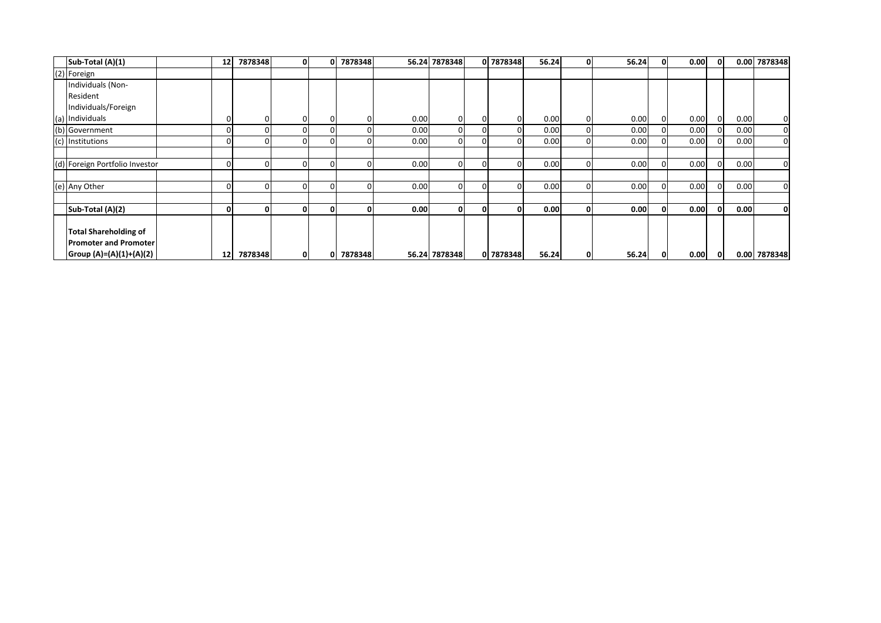| | Sub-Total (A)(1) | | 12 | 7878348 | 0 | 0 | 7878348 | 56.24 | 7878348 | 0 | 7878348 | 56.24 | 0 | 56.24 | 0 | 0.00 | 0 | 0.00 | 7878348 |
|---|---|---|---|---|---|---|---|---|---|---|---|---|---|---|---|---|---|---|---|
| (2) | Foreign | | | | | | | | | | | | | | | | | | |
| (a) | Individuals (Non-Resident Individuals/Foreign Individuals | | 0 | 0 | 0 | 0 | 0 | 0.00 | 0 | 0 | 0 | 0.00 | 0 | 0.00 | 0 | 0.00 | 0 | 0.00 | 0 |
| (b) | Government | | 0 | 0 | 0 | 0 | 0 | 0.00 | 0 | 0 | 0 | 0.00 | 0 | 0.00 | 0 | 0.00 | 0 | 0.00 | 0 |
| (c) | Institutions | | 0 | 0 | 0 | 0 | 0 | 0.00 | 0 | 0 | 0 | 0.00 | 0 | 0.00 | 0 | 0.00 | 0 | 0.00 | 0 |
| (d) | Foreign Portfolio Investor | | 0 | 0 | 0 | 0 | 0 | 0.00 | 0 | 0 | 0 | 0.00 | 0 | 0.00 | 0 | 0.00 | 0 | 0.00 | 0 |
| (e) | Any Other | | 0 | 0 | 0 | 0 | 0 | 0.00 | 0 | 0 | 0 | 0.00 | 0 | 0.00 | 0 | 0.00 | 0 | 0.00 | 0 |
| | **Sub-Total (A)(2)** | | **0** | **0** | **0** | **0** | **0** | **0.00** | **0** | **0** | **0** | **0.00** | **0** | **0.00** | **0** | **0.00** | **0** | **0.00** | **0** |
| | **Total Shareholding of Promoter and Promoter Group (A)=(A)(1)+(A)(2)** | | **12** | **7878348** | **0** | **0** | **7878348** | **56.24** | **7878348** | **0** | **7878348** | **56.24** | **0** | **56.24** | **0** | **0.00** | **0** | **0.00** | **7878348** |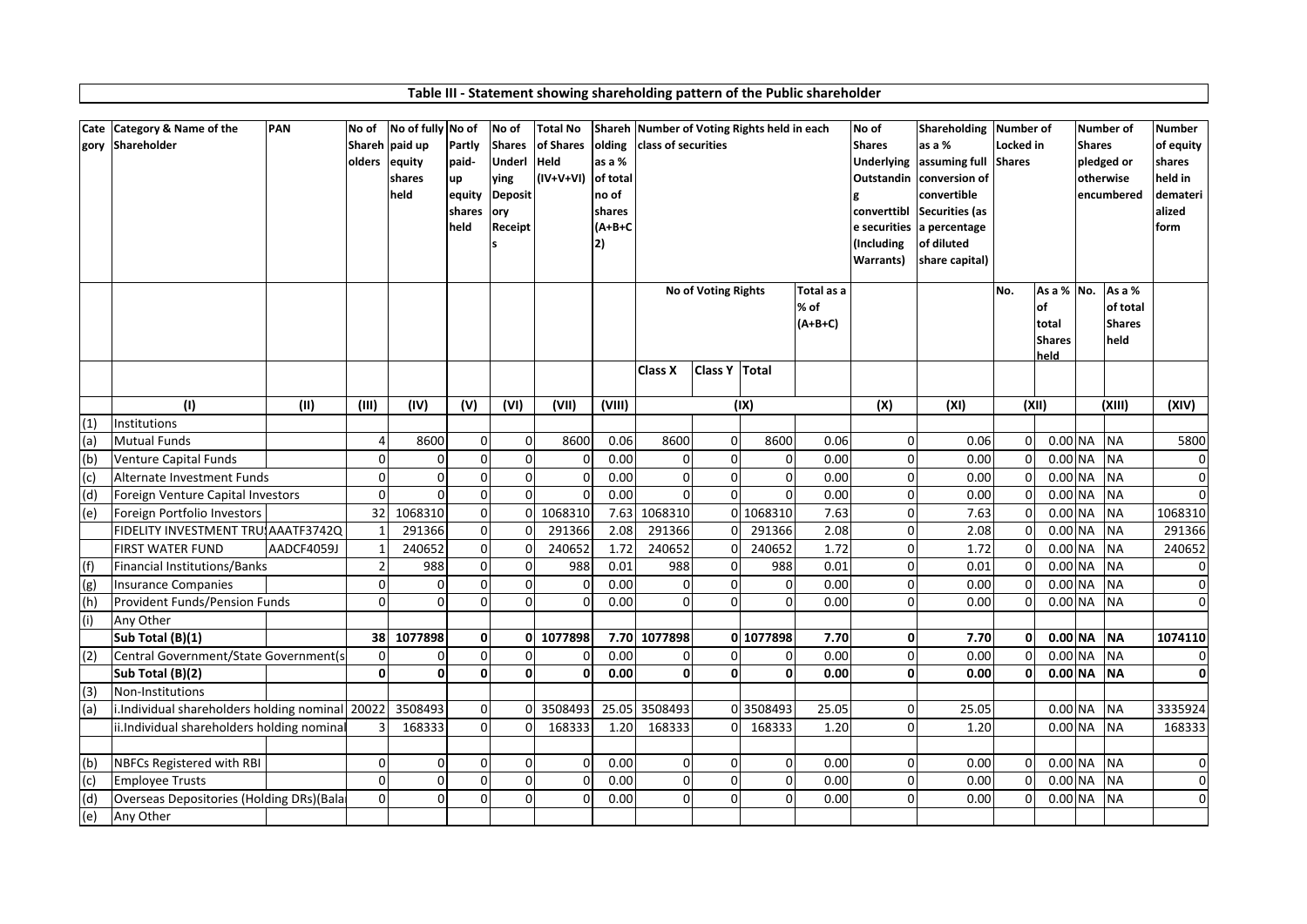# Table III - Statement showing shareholding pattern of the Public shareholder

| Category | Category & Name of the Shareholder | PAN | No of Shareholders | No of fully paid up equity shares held | No of Partly paid-up equity shares held | No of Shares Underlying Depository Receipts | Total No of Shares Held (IV+V+VI) | Shareholding as a % of total no of shares (A+B+C2) | Number of Voting Rights held in each class of securities | | | | No of Shares Underlying Outstanding converttible securities (Including Warrants) | Shareholding as a % assuming full conversion of convertible Securities (as a percentage of diluted share capital) | Number of Locked in Shares | | Number of Shares pledged or otherwise encumbered | | Number of equity shares held in dematerialized form |
|---|---|---|---|---|---|---|---|---|---|---|---|---|---|---|---|---|---|---|---|
| | | | | | | | | | No of Voting Rights | | | Total as a % of (A+B+C) | | | No. | As a % of total Shares held | No. | As a % of total Shares held | |
| | | | | | | | | | Class X | Class Y | Total | | | | | | | | |
| | (I) | (II) | (III) | (IV) | (V) | (VI) | (VII) | (VIII) | (IX) | | | | (X) | (XI) | (XII) | | (XIII) | | (XIV) |
| (1) | Institutions | | | | | | | | | | | | | | | | | | |
| (a) | Mutual Funds | | 4 | 8600 | 0 | 0 | 8600 | 0.06 | 8600 | 0 | 8600 | 0.06 | 0 | 0.06 | 0 | 0.00 | NA | NA | 5800 |
| (b) | Venture Capital Funds | | 0 | 0 | 0 | 0 | 0 | 0.00 | 0 | 0 | 0 | 0.00 | 0 | 0.00 | 0 | 0.00 | NA | NA | 0 |
| (c) | Alternate Investment Funds | | 0 | 0 | 0 | 0 | 0 | 0.00 | 0 | 0 | 0 | 0.00 | 0 | 0.00 | 0 | 0.00 | NA | NA | 0 |
| (d) | Foreign Venture Capital Investors | | 0 | 0 | 0 | 0 | 0 | 0.00 | 0 | 0 | 0 | 0.00 | 0 | 0.00 | 0 | 0.00 | NA | NA | 0 |
| (e) | Foreign Portfolio Investors | | 32 | 1068310 | 0 | 0 | 1068310 | 7.63 | 1068310 | 0 | 1068310 | 7.63 | 0 | 7.63 | 0 | 0.00 | NA | NA | 1068310 |
| | FIDELITY INVESTMENT TRU | AAATF3742Q | 1 | 291366 | 0 | 0 | 291366 | 2.08 | 291366 | 0 | 291366 | 2.08 | 0 | 2.08 | 0 | 0.00 | NA | NA | 291366 |
| | FIRST WATER FUND | AADCF4059J | 1 | 240652 | 0 | 0 | 240652 | 1.72 | 240652 | 0 | 240652 | 1.72 | 0 | 1.72 | 0 | 0.00 | NA | NA | 240652 |
| (f) | Financial Institutions/Banks | | 2 | 988 | 0 | 0 | 988 | 0.01 | 988 | 0 | 988 | 0.01 | 0 | 0.01 | 0 | 0.00 | NA | NA | 0 |
| (g) | Insurance Companies | | 0 | 0 | 0 | 0 | 0 | 0.00 | 0 | 0 | 0 | 0.00 | 0 | 0.00 | 0 | 0.00 | NA | NA | 0 |
| (h) | Provident Funds/Pension Funds | | 0 | 0 | 0 | 0 | 0 | 0.00 | 0 | 0 | 0 | 0.00 | 0 | 0.00 | 0 | 0.00 | NA | NA | 0 |
| (i) | Any Other | | | | | | | | | | | | | | | | | | |
| | **Sub Total (B)(1)** | | **38** | **1077898** | **0** | **0** | **1077898** | **7.70** | **1077898** | **0** | **1077898** | **7.70** | **0** | **7.70** | **0** | **0.00** | **NA** | **NA** | **1074110** |
| (2) | Central Government/State Government(s | | 0 | 0 | 0 | 0 | 0 | 0.00 | 0 | 0 | 0 | 0.00 | 0 | 0.00 | 0 | 0.00 | NA | NA | 0 |
| | **Sub Total (B)(2)** | | **0** | **0** | **0** | **0** | **0** | **0.00** | **0** | **0** | **0** | **0.00** | **0** | **0.00** | **0** | **0.00** | **NA** | **NA** | **0** |
| (3) | Non-Institutions | | | | | | | | | | | | | | | | | | |
| (a) | i.Individual shareholders holding nominal | | 20022 | 3508493 | 0 | 0 | 3508493 | 25.05 | 3508493 | 0 | 3508493 | 25.05 | 0 | 25.05 | | 0.00 | NA | NA | 3335924 |
| | ii.Individual shareholders holding nominal | | 3 | 168333 | 0 | 0 | 168333 | 1.20 | 168333 | 0 | 168333 | 1.20 | 0 | 1.20 | | 0.00 | NA | NA | 168333 |
| (b) | NBFCs Registered with RBI | | 0 | 0 | 0 | 0 | 0 | 0.00 | 0 | 0 | 0 | 0.00 | 0 | 0.00 | 0 | 0.00 | NA | NA | 0 |
| (c) | Employee Trusts | | 0 | 0 | 0 | 0 | 0 | 0.00 | 0 | 0 | 0 | 0.00 | 0 | 0.00 | 0 | 0.00 | NA | NA | 0 |
| (d) | Overseas Depositories (Holding DRs)(Bala | | 0 | 0 | 0 | 0 | 0 | 0.00 | 0 | 0 | 0 | 0.00 | 0 | 0.00 | 0 | 0.00 | NA | NA | 0 |
| (e) | Any Other | | | | | | | | | | | | | | | | | | |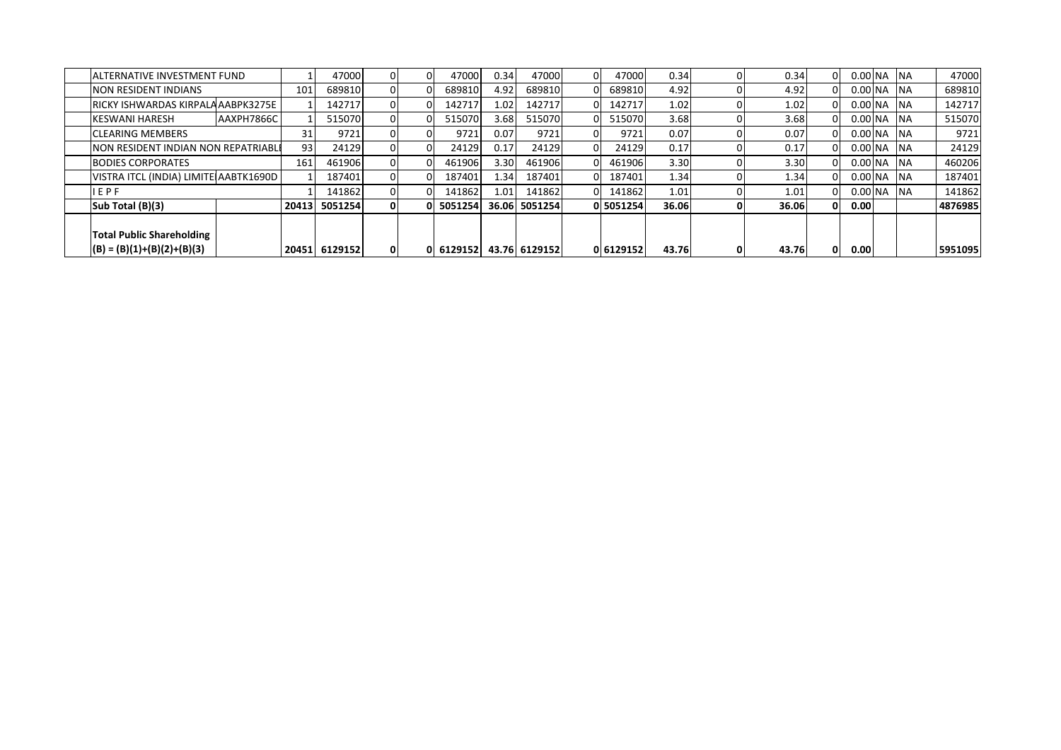| | | | | | | | | | | | | | | | | | | | | |
|---|---|---|---|---|---|---|---|---|---|---|---|---|---|---|---|---|---|---|---|---|
| | ALTERNATIVE INVESTMENT FUND | | 1 | 47000 | 0 | 0 | 47000 | 0.34 | 47000 | 0 | 47000 | 0.34 | 0 | 0.34 | 0 | 0.00 | NA | NA | 47000 |
| | NON RESIDENT INDIANS | | 101 | 689810 | 0 | 0 | 689810 | 4.92 | 689810 | 0 | 689810 | 4.92 | 0 | 4.92 | 0 | 0.00 | NA | NA | 689810 |
| | RICKY ISHWARDAS KIRPALA | AABPK3275E | 1 | 142717 | 0 | 0 | 142717 | 1.02 | 142717 | 0 | 142717 | 1.02 | 0 | 1.02 | 0 | 0.00 | NA | NA | 142717 |
| | KESWANI HARESH | AAXPH7866C | 1 | 515070 | 0 | 0 | 515070 | 3.68 | 515070 | 0 | 515070 | 3.68 | 0 | 3.68 | 0 | 0.00 | NA | NA | 515070 |
| | CLEARING MEMBERS | | 31 | 9721 | 0 | 0 | 9721 | 0.07 | 9721 | 0 | 9721 | 0.07 | 0 | 0.07 | 0 | 0.00 | NA | NA | 9721 |
| | NON RESIDENT INDIAN NON REPATRIABLE | | 93 | 24129 | 0 | 0 | 24129 | 0.17 | 24129 | 0 | 24129 | 0.17 | 0 | 0.17 | 0 | 0.00 | NA | NA | 24129 |
| | BODIES CORPORATES | | 161 | 461906 | 0 | 0 | 461906 | 3.30 | 461906 | 0 | 461906 | 3.30 | 0 | 3.30 | 0 | 0.00 | NA | NA | 460206 |
| | VISTRA ITCL (INDIA) LIMITED | AABTK1690D | 1 | 187401 | 0 | 0 | 187401 | 1.34 | 187401 | 0 | 187401 | 1.34 | 0 | 1.34 | 0 | 0.00 | NA | NA | 187401 |
| | I E P F | | 1 | 141862 | 0 | 0 | 141862 | 1.01 | 141862 | 0 | 141862 | 1.01 | 0 | 1.01 | 0 | 0.00 | NA | NA | 141862 |
| | **Sub Total (B)(3)** | | **20413** | **5051254** | **0** | **0** | **5051254** | **36.06** | **5051254** | **0** | **5051254** | **36.06** | **0** | **36.06** | **0** | **0.00** | | | **4876985** |
| | **Total Public Shareholding (B) = (B)(1)+(B)(2)+(B)(3)** | | **20451** | **6129152** | **0** | **0** | **6129152** | **43.76** | **6129152** | **0** | **6129152** | **43.76** | **0** | **43.76** | **0** | **0.00** | | | **5951095** |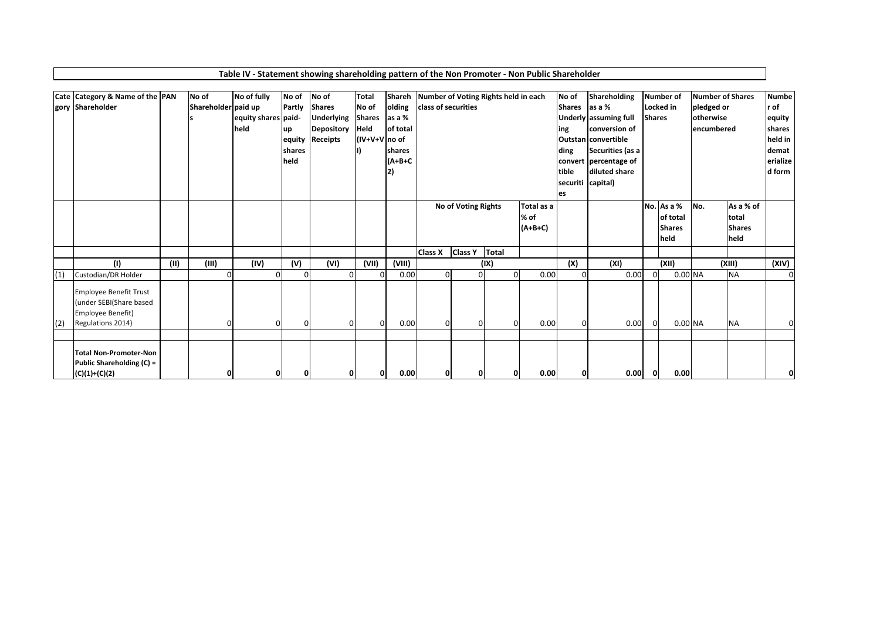## Table IV - Statement showing shareholding pattern of the Non Promoter - Non Public Shareholder

| Category | Category & Name of the Shareholder | PAN | No of Shareholders | No of fully paid up equity shares held | No of Partly paid-up equity shares held | No of Shares Underlying Depository Receipts | Total No of Shares Held (IV+V+VI) | Shareholding as a % of total no of shares (A+B+C2) | Number of Voting Rights held in each class of securities | | | | No of Shares Underlying Outstanding convertible securities | Shareholding as a % assuming full conversion of convertible Securities (as a percentage of diluted share capital) | Number of Locked in Shares | | Number of Shares pledged or otherwise encumbered | | Number of equity shares held in dematerialized form |
|---|---|---|---|---|---|---|---|---|---|---|---|---|---|---|---|---|---|---|---|
| | | | | | | | | | No of Voting Rights | | | Total as a % of (A+B+C) | | | No. | As a % of total Shares held | No. | As a % of total Shares held | |
| | | | | | | | | | Class X | Class Y | Total | | | | | | | | |
| | (I) | (II) | (III) | (IV) | (V) | (VI) | (VII) | (VIII) | | | (IX) | | (X) | (XI) | | (XII) | | (XIII) | (XIV) |
| (1) | Custodian/DR Holder | | 0 | 0 | 0 | 0 | 0 | 0.00 | 0 | 0 | 0 | 0.00 | 0 | 0.00 | 0 | 0.00 | NA | NA | 0 |
| (2) | Employee Benefit Trust (under SEBI(Share based Employee Benefit) Regulations 2014) | | 0 | 0 | 0 | 0 | 0 | 0.00 | 0 | 0 | 0 | 0.00 | 0 | 0.00 | 0 | 0.00 | NA | NA | 0 |
| | | | | | | | | | | | | | | | | | | | |
| | **Total Non-Promoter-Non Public Shareholding (C) = (C)(1)+(C)(2)** | | **0** | **0** | **0** | **0** | **0** | **0.00** | **0** | **0** | **0** | **0.00** | **0** | **0.00** | **0** | **0.00** | | | **0** |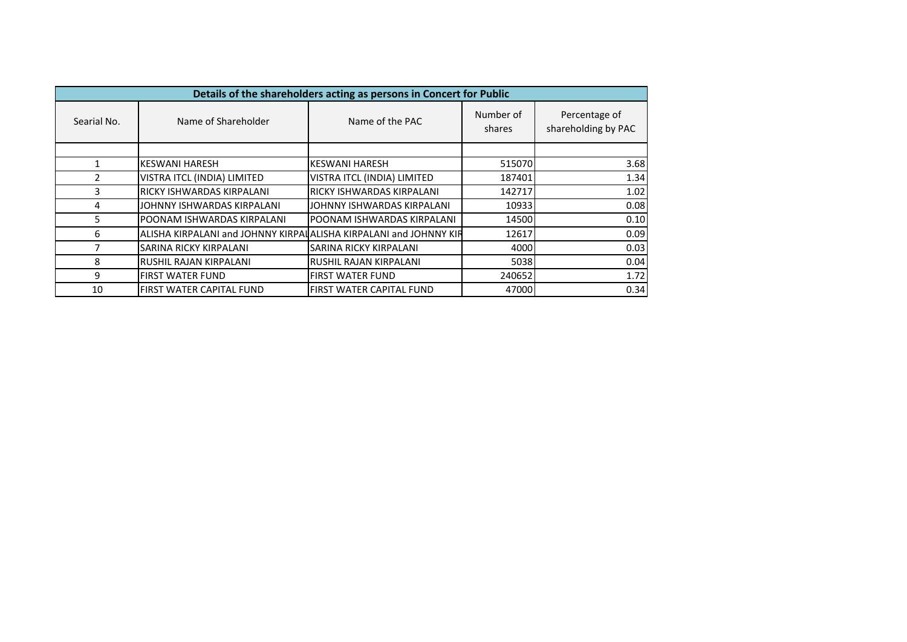| Details of the shareholders acting as persons in Concert for Public | | | | |
|---|---|---|---|---|
| Searial No. | Name of Shareholder | Name of the PAC | Number of shares | Percentage of shareholding by PAC |
| | | | | |
| 1 | KESWANI HARESH | KESWANI HARESH | 515070 | 3.68 |
| 2 | VISTRA ITCL (INDIA) LIMITED | VISTRA ITCL (INDIA) LIMITED | 187401 | 1.34 |
| 3 | RICKY ISHWARDAS KIRPALANI | RICKY ISHWARDAS KIRPALANI | 142717 | 1.02 |
| 4 | JOHNNY ISHWARDAS KIRPALANI | JOHNNY ISHWARDAS KIRPALANI | 10933 | 0.08 |
| 5 | POONAM ISHWARDAS KIRPALANI | POONAM ISHWARDAS KIRPALANI | 14500 | 0.10 |
| 6 | ALISHA KIRPALANI and JOHNNY KIRPAL | ALISHA KIRPALANI and JOHNNY KIR | 12617 | 0.09 |
| 7 | SARINA RICKY KIRPALANI | SARINA RICKY KIRPALANI | 4000 | 0.03 |
| 8 | RUSHIL RAJAN KIRPALANI | RUSHIL RAJAN KIRPALANI | 5038 | 0.04 |
| 9 | FIRST WATER FUND | FIRST WATER FUND | 240652 | 1.72 |
| 10 | FIRST WATER CAPITAL FUND | FIRST WATER CAPITAL FUND | 47000 | 0.34 |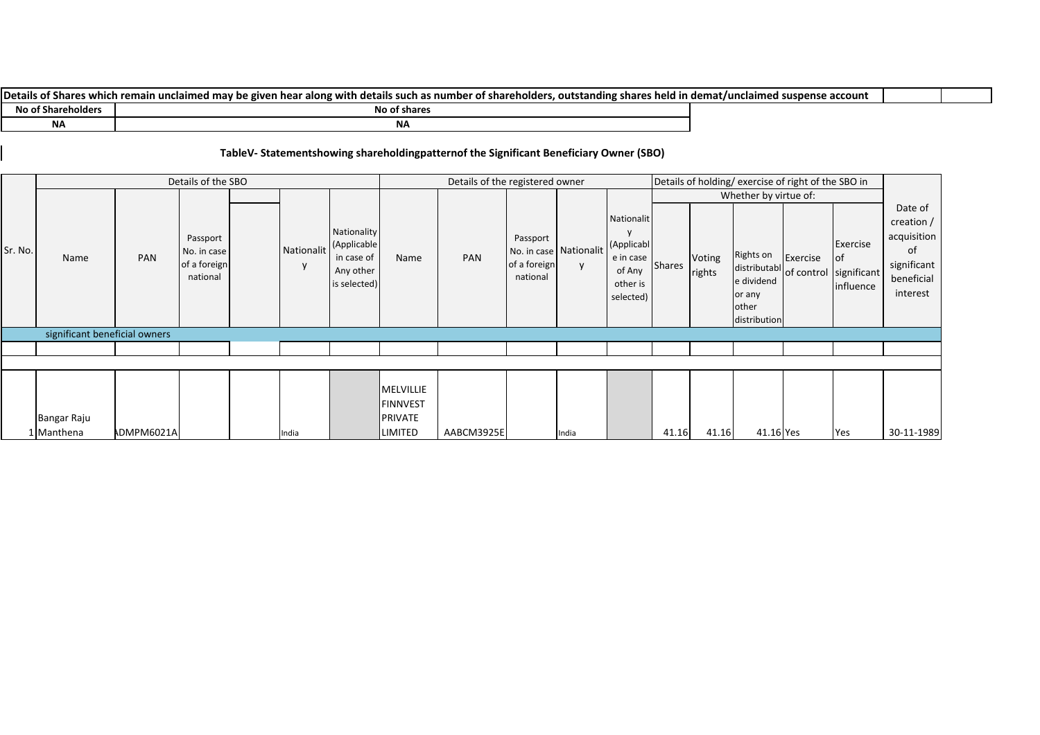| Details of Shares which remain unclaimed may be given hear along with details such as number of shareholders, outstanding shares held in demat/unclaimed suspense account | |
|---|---|
| No of Shareholders | No of shares |
| NA | NA |

### TableV- Statementshowing shareholdingpatternof the Significant Beneficiary Owner (SBO)

| Sr. No. | Details of the SBO | | | | | | Details of the registered owner | | | | | Details of holding/ exercise of right of the SBO in | | | | | Date of creation / acquisition of significant beneficial interest |
|---|---|---|---|---|---|---|---|---|---|---|---|---|---|---|---|---|---|
| | | | | | | | | | | | | Whether by virtue of: | | | | | |
| | Name | PAN | Passport No. in case of a foreign national | | Nationality | Nationality (Applicable in case of Any other is selected) | Name | PAN | Passport No. in case of a foreign national | Nationality | Nationality (Applicable in case of Any other is selected) | Shares | Voting rights | Rights on distributable dividend or any other distribution | Exercise of control | Exercise of significant influence | |
| | significant beneficial owners | | | | | | | | | | | | | | | | |
| 1 | Bangar Raju Manthena | ADMPM6021A | | | India | | MELVILLIE FINNVEST PRIVATE LIMITED | AABCM3925E | | India | | 41.16 | 41.16 | 41.16 | Yes | Yes | 30-11-1989 |